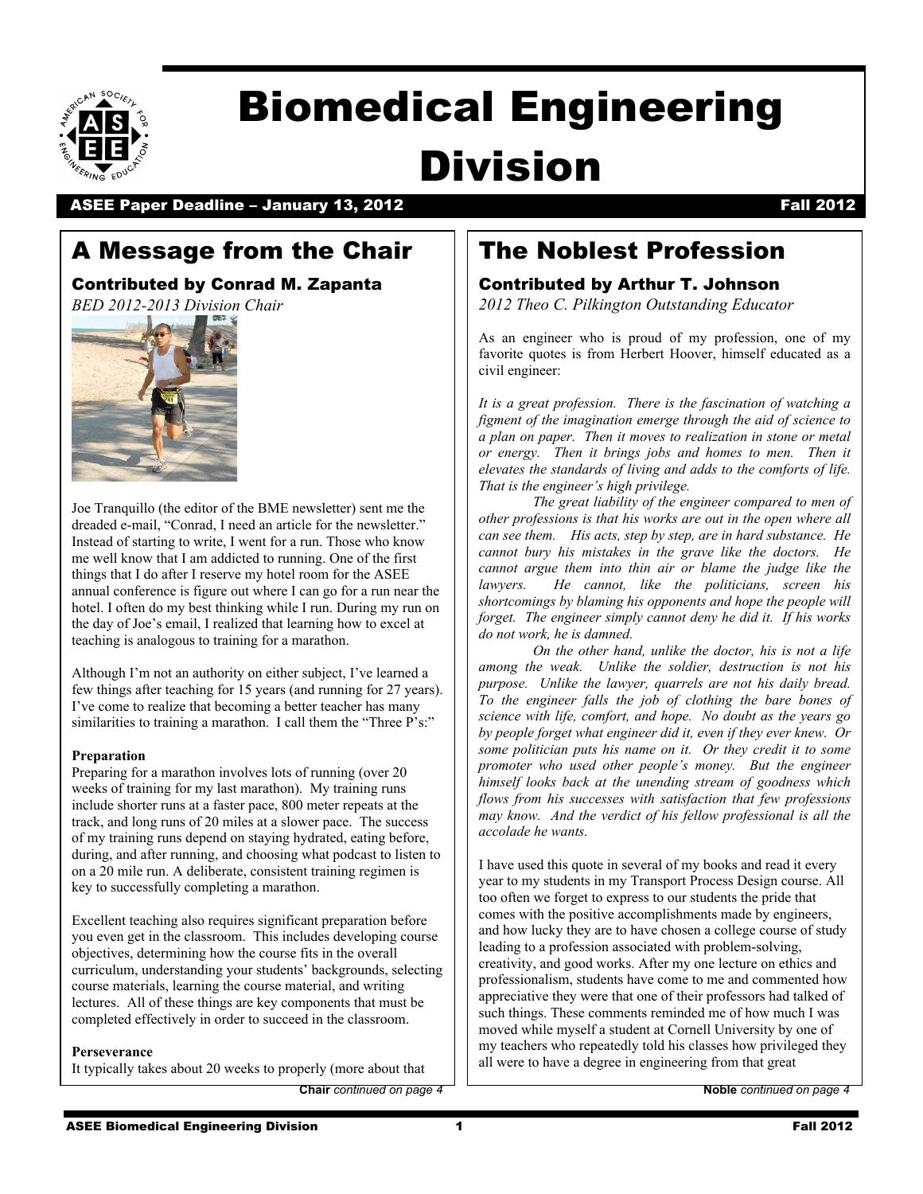# Biomedical Engineering Division

**ASEE Paper Deadline – January 13, 2012** **Fall 2012**

## A Message from the Chair

### Contributed by Conrad M. Zapanta

*BED 2012-2013 Division Chair*

Joe Tranquillo (the editor of the BME newsletter) sent me the dreaded e-mail, "Conrad, I need an article for the newsletter." Instead of starting to write, I went for a run. Those who know me well know that I am addicted to running. One of the first things that I do after I reserve my hotel room for the ASEE annual conference is figure out where I can go for a run near the hotel. I often do my best thinking while I run. During my run on the day of Joe's email, I realized that learning how to excel at teaching is analogous to training for a marathon.

Although I'm not an authority on either subject, I've learned a few things after teaching for 15 years (and running for 27 years). I've come to realize that becoming a better teacher has many similarities to training a marathon. I call them the "Three P's:"

**Preparation**
Preparing for a marathon involves lots of running (over 20 weeks of training for my last marathon). My training runs include shorter runs at a faster pace, 800 meter repeats at the track, and long runs of 20 miles at a slower pace. The success of my training runs depend on staying hydrated, eating before, during, and after running, and choosing what podcast to listen to on a 20 mile run. A deliberate, consistent training regimen is key to successfully completing a marathon.

Excellent teaching also requires significant preparation before you even get in the classroom. This includes developing course objectives, determining how the course fits in the overall curriculum, understanding your students' backgrounds, selecting course materials, learning the course material, and writing lectures. All of these things are key components that must be completed effectively in order to succeed in the classroom.

**Perseverance**
It typically takes about 20 weeks to properly (more about that

**Chair** *continued on page 4*

## The Noblest Profession

### Contributed by Arthur T. Johnson

*2012 Theo C. Pilkington Outstanding Educator*

As an engineer who is proud of my profession, one of my favorite quotes is from Herbert Hoover, himself educated as a civil engineer:

*It is a great profession. There is the fascination of watching a figment of the imagination emerge through the aid of science to a plan on paper. Then it moves to realization in stone or metal or energy. Then it brings jobs and homes to men. Then it elevates the standards of living and adds to the comforts of life. That is the engineer's high privilege.*

*The great liability of the engineer compared to men of other professions is that his works are out in the open where all can see them. His acts, step by step, are in hard substance. He cannot bury his mistakes in the grave like the doctors. He cannot argue them into thin air or blame the judge like the lawyers. He cannot, like the politicians, screen his shortcomings by blaming his opponents and hope the people will forget. The engineer simply cannot deny he did it. If his works do not work, he is damned.*

*On the other hand, unlike the doctor, his is not a life among the weak. Unlike the soldier, destruction is not his purpose. Unlike the lawyer, quarrels are not his daily bread. To the engineer falls the job of clothing the bare bones of science with life, comfort, and hope. No doubt as the years go by people forget what engineer did it, even if they ever knew. Or some politician puts his name on it. Or they credit it to some promoter who used other people's money. But the engineer himself looks back at the unending stream of goodness which flows from his successes with satisfaction that few professions may know. And the verdict of his fellow professional is all the accolade he wants.*

I have used this quote in several of my books and read it every year to my students in my Transport Process Design course. All too often we forget to express to our students the pride that comes with the positive accomplishments made by engineers, and how lucky they are to have chosen a college course of study leading to a profession associated with problem-solving, creativity, and good works. After my one lecture on ethics and professionalism, students have come to me and commented how appreciative they were that one of their professors had talked of such things. These comments reminded me of how much I was moved while myself a student at Cornell University by one of my teachers who repeatedly told his classes how privileged they all were to have a degree in engineering from that great

**Noble** *continued on page 4*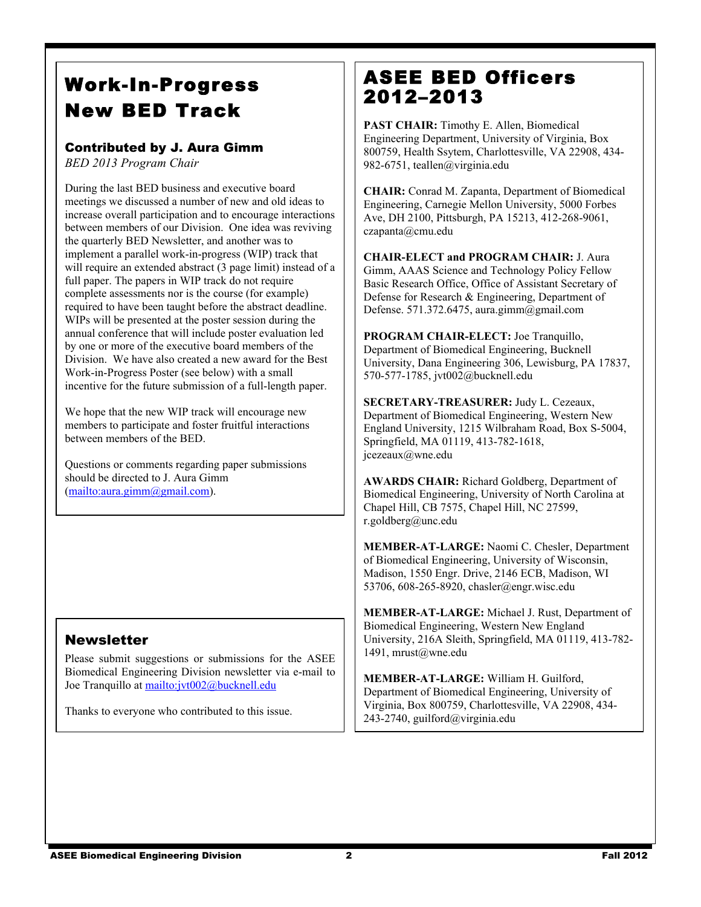# Work-In-Progress New BED Track

### Contributed by J. Aura Gimm

*BED 2013 Program Chair*

During the last BED business and executive board meetings we discussed a number of new and old ideas to increase overall participation and to encourage interactions between members of our Division. One idea was reviving the quarterly BED Newsletter, and another was to implement a parallel work-in-progress (WIP) track that will require an extended abstract (3 page limit) instead of a full paper. The papers in WIP track do not require complete assessments nor is the course (for example) required to have been taught before the abstract deadline. WIPs will be presented at the poster session during the annual conference that will include poster evaluation led by one or more of the executive board members of the Division. We have also created a new award for the Best Work-in-Progress Poster (see below) with a small incentive for the future submission of a full-length paper.

We hope that the new WIP track will encourage new members to participate and foster fruitful interactions between members of the BED.

Questions or comments regarding paper submissions should be directed to J. Aura Gimm (mailto:aura.gimm@gmail.com).

## Newsletter

Please submit suggestions or submissions for the ASEE Biomedical Engineering Division newsletter via e-mail to Joe Tranquillo at mailto:jvt002@bucknell.edu

Thanks to everyone who contributed to this issue.

# ASEE BED Officers 2012–2013

**PAST CHAIR:** Timothy E. Allen, Biomedical Engineering Department, University of Virginia, Box 800759, Health Ssytem, Charlottesville, VA 22908, 434-982-6751, teallen@virginia.edu

**CHAIR:** Conrad M. Zapanta, Department of Biomedical Engineering, Carnegie Mellon University, 5000 Forbes Ave, DH 2100, Pittsburgh, PA 15213, 412-268-9061, czapanta@cmu.edu

**CHAIR-ELECT and PROGRAM CHAIR:** J. Aura Gimm, AAAS Science and Technology Policy Fellow Basic Research Office, Office of Assistant Secretary of Defense for Research & Engineering, Department of Defense. 571.372.6475, aura.gimm@gmail.com

**PROGRAM CHAIR-ELECT:** Joe Tranquillo, Department of Biomedical Engineering, Bucknell University, Dana Engineering 306, Lewisburg, PA 17837, 570-577-1785, jvt002@bucknell.edu

**SECRETARY-TREASURER:** Judy L. Cezeaux, Department of Biomedical Engineering, Western New England University, 1215 Wilbraham Road, Box S-5004, Springfield, MA 01119, 413-782-1618, jcezeaux@wne.edu

**AWARDS CHAIR:** Richard Goldberg, Department of Biomedical Engineering, University of North Carolina at Chapel Hill, CB 7575, Chapel Hill, NC 27599, r.goldberg@unc.edu

**MEMBER-AT-LARGE:** Naomi C. Chesler, Department of Biomedical Engineering, University of Wisconsin, Madison, 1550 Engr. Drive, 2146 ECB, Madison, WI 53706, 608-265-8920, chasler@engr.wisc.edu

**MEMBER-AT-LARGE:** Michael J. Rust, Department of Biomedical Engineering, Western New England University, 216A Sleith, Springfield, MA 01119, 413-782-1491, mrust@wne.edu

**MEMBER-AT-LARGE:** William H. Guilford, Department of Biomedical Engineering, University of Virginia, Box 800759, Charlottesville, VA 22908, 434-243-2740, guilford@virginia.edu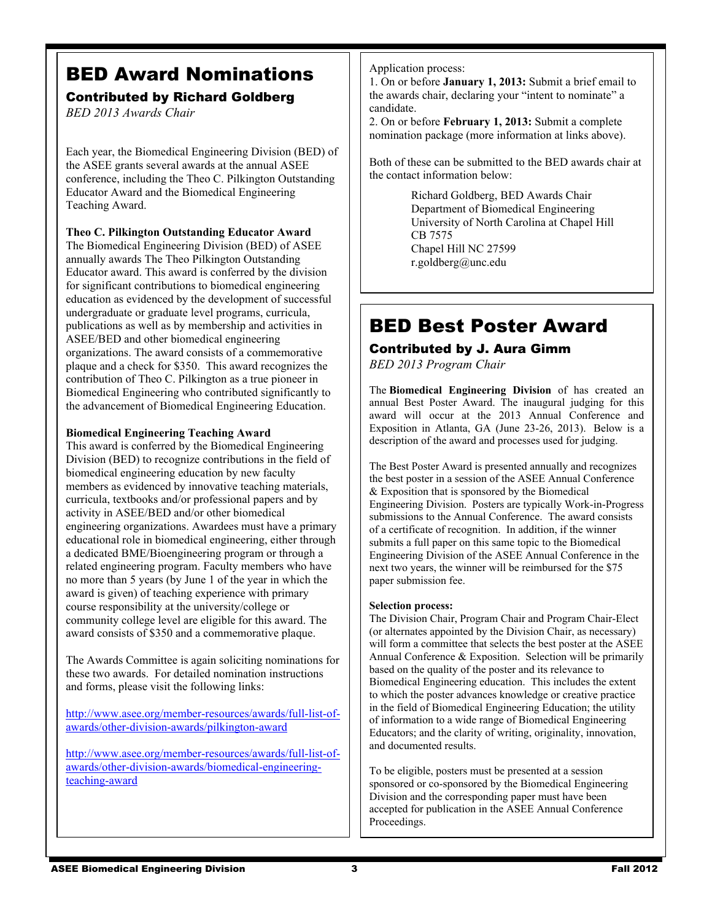# BED Award Nominations

### Contributed by Richard Goldberg

*BED 2013 Awards Chair*

Each year, the Biomedical Engineering Division (BED) of the ASEE grants several awards at the annual ASEE conference, including the Theo C. Pilkington Outstanding Educator Award and the Biomedical Engineering Teaching Award.

**Theo C. Pilkington Outstanding Educator Award**

The Biomedical Engineering Division (BED) of ASEE annually awards The Theo Pilkington Outstanding Educator award. This award is conferred by the division for significant contributions to biomedical engineering education as evidenced by the development of successful undergraduate or graduate level programs, curricula, publications as well as by membership and activities in ASEE/BED and other biomedical engineering organizations. The award consists of a commemorative plaque and a check for $350. This award recognizes the contribution of Theo C. Pilkington as a true pioneer in Biomedical Engineering who contributed significantly to the advancement of Biomedical Engineering Education.

**Biomedical Engineering Teaching Award**

This award is conferred by the Biomedical Engineering Division (BED) to recognize contributions in the field of biomedical engineering education by new faculty members as evidenced by innovative teaching materials, curricula, textbooks and/or professional papers and by activity in ASEE/BED and/or other biomedical engineering organizations. Awardees must have a primary educational role in biomedical engineering, either through a dedicated BME/Bioengineering program or through a related engineering program. Faculty members who have no more than 5 years (by June 1 of the year in which the award is given) of teaching experience with primary course responsibility at the university/college or community college level are eligible for this award. The award consists of $350 and a commemorative plaque.

The Awards Committee is again soliciting nominations for these two awards. For detailed nomination instructions and forms, please visit the following links:

http://www.asee.org/member-resources/awards/full-list-of-awards/other-division-awards/pilkington-award

http://www.asee.org/member-resources/awards/full-list-of-awards/other-division-awards/biomedical-engineering-teaching-award

Application process:

1. On or before **January 1, 2013:** Submit a brief email to the awards chair, declaring your "intent to nominate" a candidate.
2. On or before **February 1, 2013:** Submit a complete nomination package (more information at links above).

Both of these can be submitted to the BED awards chair at the contact information below:

Richard Goldberg, BED Awards Chair
Department of Biomedical Engineering
University of North Carolina at Chapel Hill
CB 7575
Chapel Hill NC 27599
r.goldberg@unc.edu

# BED Best Poster Award

### Contributed by J. Aura Gimm

*BED 2013 Program Chair*

The **Biomedical Engineering Division** of has created an annual Best Poster Award. The inaugural judging for this award will occur at the 2013 Annual Conference and Exposition in Atlanta, GA (June 23-26, 2013). Below is a description of the award and processes used for judging.

The Best Poster Award is presented annually and recognizes the best poster in a session of the ASEE Annual Conference & Exposition that is sponsored by the Biomedical Engineering Division. Posters are typically Work-in-Progress submissions to the Annual Conference. The award consists of a certificate of recognition. In addition, if the winner submits a full paper on this same topic to the Biomedical Engineering Division of the ASEE Annual Conference in the next two years, the winner will be reimbursed for the $75 paper submission fee.

**Selection process:**

The Division Chair, Program Chair and Program Chair-Elect (or alternates appointed by the Division Chair, as necessary) will form a committee that selects the best poster at the ASEE Annual Conference & Exposition. Selection will be primarily based on the quality of the poster and its relevance to Biomedical Engineering education. This includes the extent to which the poster advances knowledge or creative practice in the field of Biomedical Engineering Education; the utility of information to a wide range of Biomedical Engineering Educators; and the clarity of writing, originality, innovation, and documented results.

To be eligible, posters must be presented at a session sponsored or co-sponsored by the Biomedical Engineering Division and the corresponding paper must have been accepted for publication in the ASEE Annual Conference Proceedings.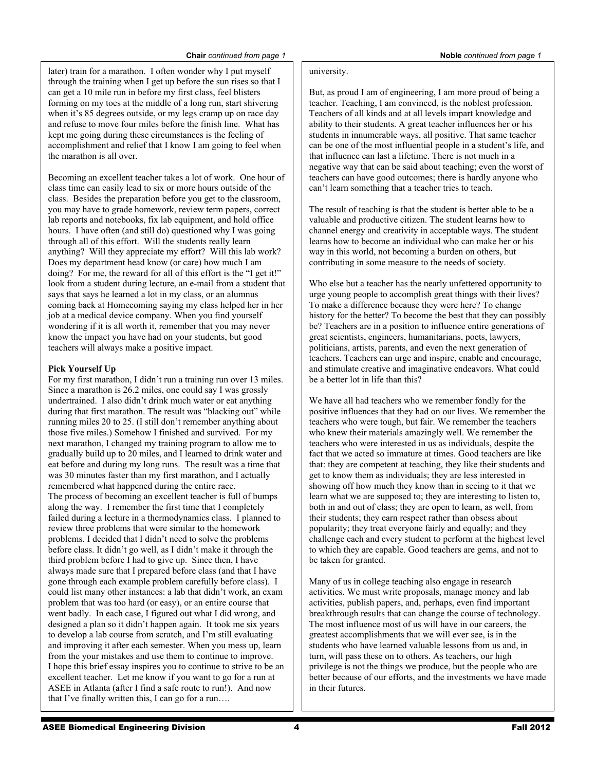**Chair** *continued from page 1*

later) train for a marathon. I often wonder why I put myself through the training when I get up before the sun rises so that I can get a 10 mile run in before my first class, feel blisters forming on my toes at the middle of a long run, start shivering when it's 85 degrees outside, or my legs cramp up on race day and refuse to move four miles before the finish line. What has kept me going during these circumstances is the feeling of accomplishment and relief that I know I am going to feel when the marathon is all over.

Becoming an excellent teacher takes a lot of work. One hour of class time can easily lead to six or more hours outside of the class. Besides the preparation before you get to the classroom, you may have to grade homework, review term papers, correct lab reports and notebooks, fix lab equipment, and hold office hours. I have often (and still do) questioned why I was going through all of this effort. Will the students really learn anything? Will they appreciate my effort? Will this lab work? Does my department head know (or care) how much I am doing? For me, the reward for all of this effort is the "I get it!" look from a student during lecture, an e-mail from a student that says that says he learned a lot in my class, or an alumnus coming back at Homecoming saying my class helped her in her job at a medical device company. When you find yourself wondering if it is all worth it, remember that you may never know the impact you have had on your students, but good teachers will always make a positive impact.

**Pick Yourself Up**

For my first marathon, I didn't run a training run over 13 miles. Since a marathon is 26.2 miles, one could say I was grossly undertrained. I also didn't drink much water or eat anything during that first marathon. The result was "blacking out" while running miles 20 to 25. (I still don't remember anything about those five miles.) Somehow I finished and survived. For my next marathon, I changed my training program to allow me to gradually build up to 20 miles, and I learned to drink water and eat before and during my long runs. The result was a time that was 30 minutes faster than my first marathon, and I actually remembered what happened during the entire race.

The process of becoming an excellent teacher is full of bumps along the way. I remember the first time that I completely failed during a lecture in a thermodynamics class. I planned to review three problems that were similar to the homework problems. I decided that I didn't need to solve the problems before class. It didn't go well, as I didn't make it through the third problem before I had to give up. Since then, I have always made sure that I prepared before class (and that I have gone through each example problem carefully before class). I could list many other instances: a lab that didn't work, an exam problem that was too hard (or easy), or an entire course that went badly. In each case, I figured out what I did wrong, and designed a plan so it didn't happen again. It took me six years to develop a lab course from scratch, and I'm still evaluating and improving it after each semester. When you mess up, learn from the your mistakes and use them to continue to improve.

I hope this brief essay inspires you to continue to strive to be an excellent teacher. Let me know if you want to go for a run at ASEE in Atlanta (after I find a safe route to run!). And now that I've finally written this, I can go for a run….

**Noble** *continued from page 1*

university.

But, as proud I am of engineering, I am more proud of being a teacher. Teaching, I am convinced, is the noblest profession. Teachers of all kinds and at all levels impart knowledge and ability to their students. A great teacher influences her or his students in innumerable ways, all positive. That same teacher can be one of the most influential people in a student's life, and that influence can last a lifetime. There is not much in a negative way that can be said about teaching; even the worst of teachers can have good outcomes; there is hardly anyone who can't learn something that a teacher tries to teach.

The result of teaching is that the student is better able to be a valuable and productive citizen. The student learns how to channel energy and creativity in acceptable ways. The student learns how to become an individual who can make her or his way in this world, not becoming a burden on others, but contributing in some measure to the needs of society.

Who else but a teacher has the nearly unfettered opportunity to urge young people to accomplish great things with their lives? To make a difference because they were here? To change history for the better? To become the best that they can possibly be? Teachers are in a position to influence entire generations of great scientists, engineers, humanitarians, poets, lawyers, politicians, artists, parents, and even the next generation of teachers. Teachers can urge and inspire, enable and encourage, and stimulate creative and imaginative endeavors. What could be a better lot in life than this?

We have all had teachers who we remember fondly for the positive influences that they had on our lives. We remember the teachers who were tough, but fair. We remember the teachers who knew their materials amazingly well. We remember the teachers who were interested in us as individuals, despite the fact that we acted so immature at times. Good teachers are like that: they are competent at teaching, they like their students and get to know them as individuals; they are less interested in showing off how much they know than in seeing to it that we learn what we are supposed to; they are interesting to listen to, both in and out of class; they are open to learn, as well, from their students; they earn respect rather than obsess about popularity; they treat everyone fairly and equally; and they challenge each and every student to perform at the highest level to which they are capable. Good teachers are gems, and not to be taken for granted.

Many of us in college teaching also engage in research activities. We must write proposals, manage money and lab activities, publish papers, and, perhaps, even find important breakthrough results that can change the course of technology. The most influence most of us will have in our careers, the greatest accomplishments that we will ever see, is in the students who have learned valuable lessons from us and, in turn, will pass these on to others. As teachers, our high privilege is not the things we produce, but the people who are better because of our efforts, and the investments we have made in their futures.